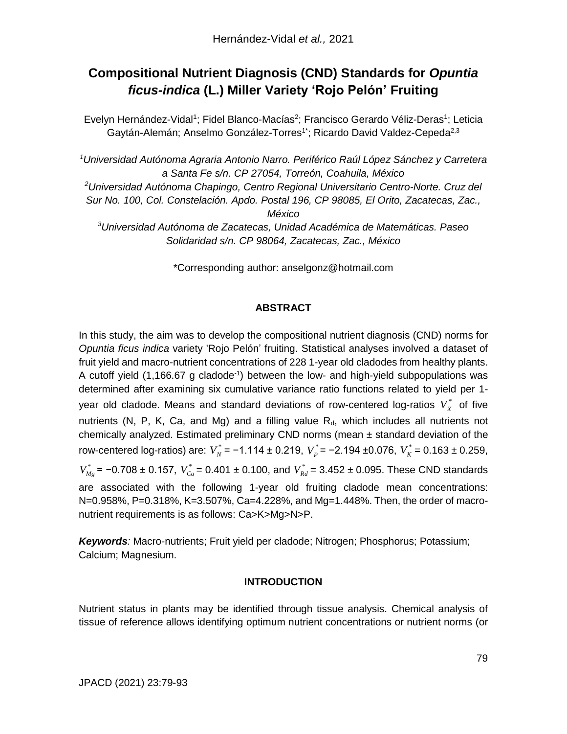# Compositional Nutrient Diagnosis (CND) Standards for *Opuntia ficus-indica* (L.) Miller Variety 'Rojo Pelón' Fruiting

Evelyn Hernández-Vidal[1]; Fidel Blanco-Macías[2]; Francisco Gerardo Véliz-Deras[1]; Leticia Gaytán-Alemán; Anselmo González-Torres[1*]; Ricardo David Valdez-Cepeda[2,3]

*[1]Universidad Autónoma Agraria Antonio Narro. Periférico Raúl López Sánchez y Carretera a Santa Fe s/n. CP 27054, Torreón, Coahuila, México*

*[2]Universidad Autónoma Chapingo, Centro Regional Universitario Centro-Norte. Cruz del Sur No. 100, Col. Constelación. Apdo. Postal 196, CP 98085, El Orito, Zacatecas, Zac., México*

*[3]Universidad Autónoma de Zacatecas, Unidad Académica de Matemáticas. Paseo Solidaridad s/n. CP 98064, Zacatecas, Zac., México*

*Corresponding author: anselgonz@hotmail.com

## ABSTRACT

In this study, the aim was to develop the compositional nutrient diagnosis (CND) norms for *Opuntia ficus indica* variety 'Rojo Pelón' fruiting. Statistical analyses involved a dataset of fruit yield and macro-nutrient concentrations of 228 1-year old cladodes from healthy plants. A cutoff yield (1,166.67 g cladode$^{-1}$) between the low- and high-yield subpopulations was determined after examining six cumulative variance ratio functions related to yield per 1-year old cladode. Means and standard deviations of row-centered log-ratios $V_X^*$ of five nutrients (N, P, K, Ca, and Mg) and a filling value $R_d$, which includes all nutrients not chemically analyzed. Estimated preliminary CND norms (mean ± standard deviation of the row-centered log-ratios) are: $V_N^*$ = −1.114 ± 0.219, $V_P^*$ = −2.194 ±0.076, $V_K^*$ = 0.163 ± 0.259, $V_{Mg}^*$ = −0.708 ± 0.157, $V_{Ca}^*$ = 0.401 ± 0.100, and $V_{Rd}^*$ = 3.452 ± 0.095. These CND standards are associated with the following 1-year old fruiting cladode mean concentrations: N=0.958%, P=0.318%, K=3.507%, Ca=4.228%, and Mg=1.448%. Then, the order of macro-nutrient requirements is as follows: Ca>K>Mg>N>P.

***Keywords****:* Macro-nutrients; Fruit yield per cladode; Nitrogen; Phosphorus; Potassium; Calcium; Magnesium.

## INTRODUCTION

Nutrient status in plants may be identified through tissue analysis. Chemical analysis of tissue of reference allows identifying optimum nutrient concentrations or nutrient norms (or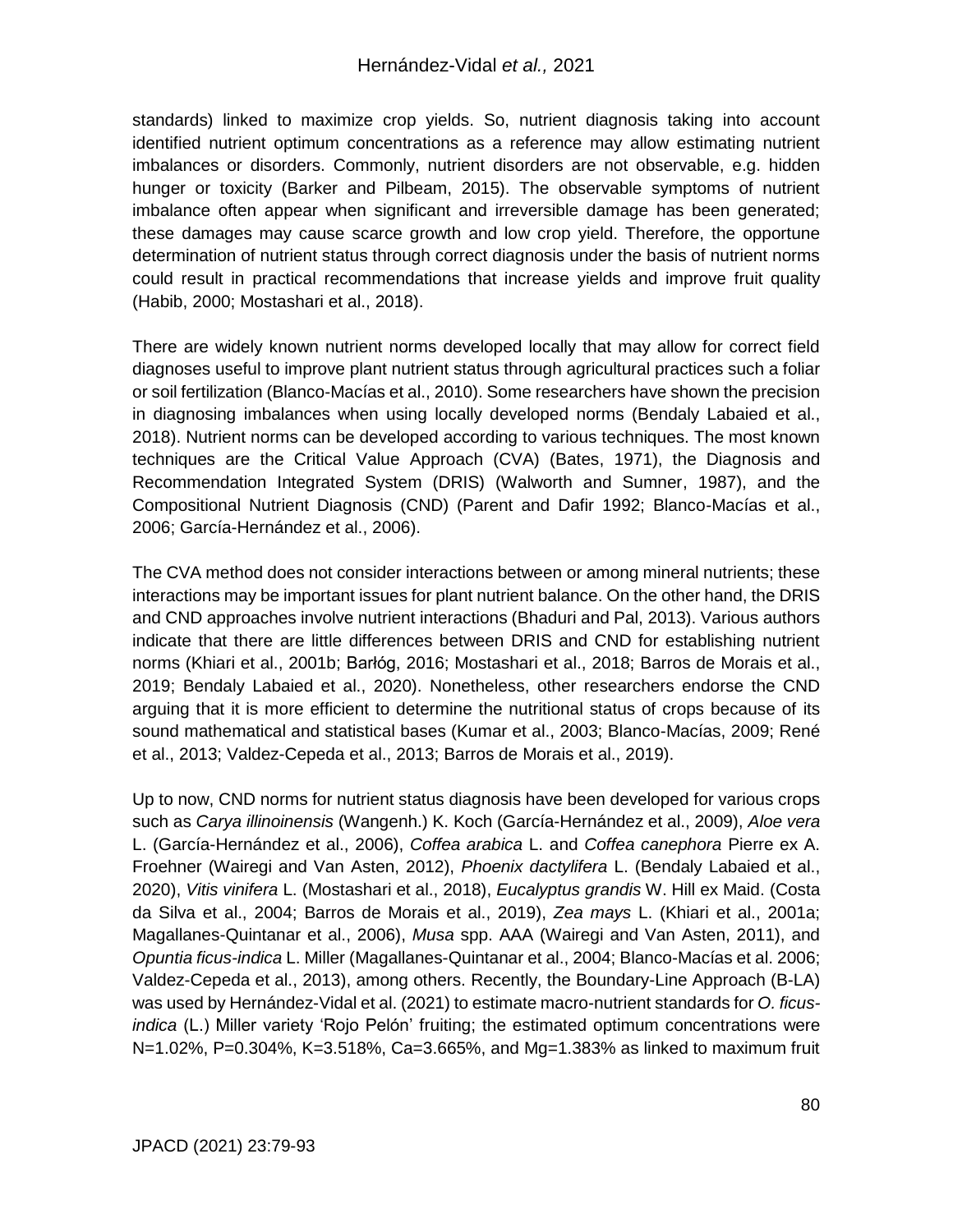standards) linked to maximize crop yields. So, nutrient diagnosis taking into account identified nutrient optimum concentrations as a reference may allow estimating nutrient imbalances or disorders. Commonly, nutrient disorders are not observable, e.g. hidden hunger or toxicity (Barker and Pilbeam, 2015). The observable symptoms of nutrient imbalance often appear when significant and irreversible damage has been generated; these damages may cause scarce growth and low crop yield. Therefore, the opportune determination of nutrient status through correct diagnosis under the basis of nutrient norms could result in practical recommendations that increase yields and improve fruit quality (Habib, 2000; Mostashari et al., 2018).

There are widely known nutrient norms developed locally that may allow for correct field diagnoses useful to improve plant nutrient status through agricultural practices such a foliar or soil fertilization (Blanco-Macías et al., 2010). Some researchers have shown the precision in diagnosing imbalances when using locally developed norms (Bendaly Labaied et al., 2018). Nutrient norms can be developed according to various techniques. The most known techniques are the Critical Value Approach (CVA) (Bates, 1971), the Diagnosis and Recommendation Integrated System (DRIS) (Walworth and Sumner, 1987), and the Compositional Nutrient Diagnosis (CND) (Parent and Dafir 1992; Blanco-Macías et al., 2006; García-Hernández et al., 2006).

The CVA method does not consider interactions between or among mineral nutrients; these interactions may be important issues for plant nutrient balance. On the other hand, the DRIS and CND approaches involve nutrient interactions (Bhaduri and Pal, 2013). Various authors indicate that there are little differences between DRIS and CND for establishing nutrient norms (Khiari et al., 2001b; Barłóg, 2016; Mostashari et al., 2018; Barros de Morais et al., 2019; Bendaly Labaied et al., 2020). Nonetheless, other researchers endorse the CND arguing that it is more efficient to determine the nutritional status of crops because of its sound mathematical and statistical bases (Kumar et al., 2003; Blanco-Macías, 2009; René et al., 2013; Valdez-Cepeda et al., 2013; Barros de Morais et al., 2019).

Up to now, CND norms for nutrient status diagnosis have been developed for various crops such as *Carya illinoinensis* (Wangenh.) K. Koch (García-Hernández et al., 2009), *Aloe vera* L. (García-Hernández et al., 2006), *Coffea arabica* L. and *Coffea canephora* Pierre ex A. Froehner (Wairegi and Van Asten, 2012), *Phoenix dactylifera* L. (Bendaly Labaied et al., 2020), *Vitis vinifera* L. (Mostashari et al., 2018), *Eucalyptus grandis* W. Hill ex Maid. (Costa da Silva et al., 2004; Barros de Morais et al., 2019), *Zea mays* L. (Khiari et al., 2001a; Magallanes-Quintanar et al., 2006), *Musa* spp. AAA (Wairegi and Van Asten, 2011), and *Opuntia ficus-indica* L. Miller (Magallanes-Quintanar et al., 2004; Blanco-Macías et al. 2006; Valdez-Cepeda et al., 2013), among others. Recently, the Boundary-Line Approach (B-LA) was used by Hernández-Vidal et al. (2021) to estimate macro-nutrient standards for *O. ficus-indica* (L.) Miller variety 'Rojo Pelón' fruiting; the estimated optimum concentrations were N=1.02%, P=0.304%, K=3.518%, Ca=3.665%, and Mg=1.383% as linked to maximum fruit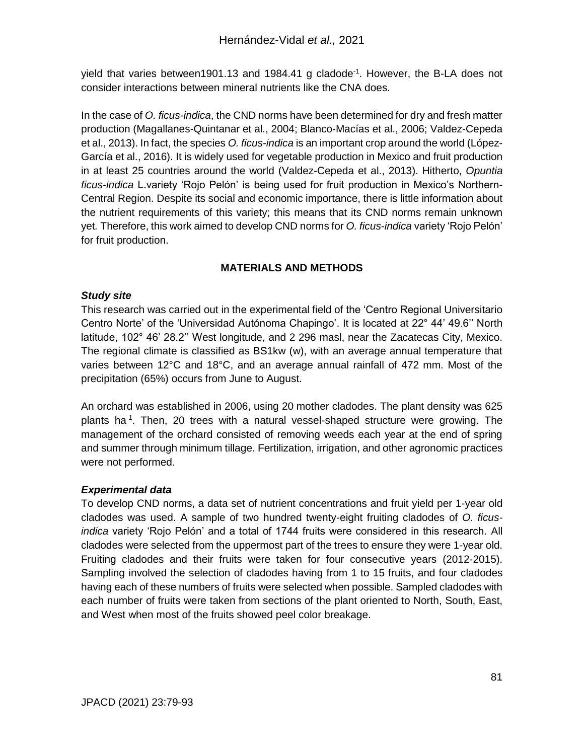yield that varies between1901.13 and 1984.41 g cladode$^{-1}$. However, the B-LA does not consider interactions between mineral nutrients like the CNA does.

In the case of *O. ficus-indica*, the CND norms have been determined for dry and fresh matter production (Magallanes-Quintanar et al., 2004; Blanco-Macías et al., 2006; Valdez-Cepeda et al., 2013). In fact, the species *O. ficus-indica* is an important crop around the world (López-García et al., 2016). It is widely used for vegetable production in Mexico and fruit production in at least 25 countries around the world (Valdez-Cepeda et al., 2013). Hitherto, *Opuntia ficus-indica* L.variety 'Rojo Pelón' is being used for fruit production in Mexico's Northern-Central Region. Despite its social and economic importance, there is little information about the nutrient requirements of this variety; this means that its CND norms remain unknown yet. Therefore, this work aimed to develop CND norms for *O. ficus-indica* variety 'Rojo Pelón' for fruit production.

## MATERIALS AND METHODS

### *Study site*

This research was carried out in the experimental field of the 'Centro Regional Universitario Centro Norte' of the 'Universidad Autónoma Chapingo'. It is located at 22° 44' 49.6'' North latitude, 102° 46' 28.2'' West longitude, and 2 296 masl, near the Zacatecas City, Mexico. The regional climate is classified as BS1kw (w), with an average annual temperature that varies between 12°C and 18°C, and an average annual rainfall of 472 mm. Most of the precipitation (65%) occurs from June to August.

An orchard was established in 2006, using 20 mother cladodes. The plant density was 625 plants ha$^{-1}$. Then, 20 trees with a natural vessel-shaped structure were growing. The management of the orchard consisted of removing weeds each year at the end of spring and summer through minimum tillage. Fertilization, irrigation, and other agronomic practices were not performed.

### *Experimental data*

To develop CND norms, a data set of nutrient concentrations and fruit yield per 1-year old cladodes was used. A sample of two hundred twenty-eight fruiting cladodes of *O. ficus-indica* variety 'Rojo Pelón' and a total of 1744 fruits were considered in this research. All cladodes were selected from the uppermost part of the trees to ensure they were 1-year old. Fruiting cladodes and their fruits were taken for four consecutive years (2012-2015). Sampling involved the selection of cladodes having from 1 to 15 fruits, and four cladodes having each of these numbers of fruits were selected when possible. Sampled cladodes with each number of fruits were taken from sections of the plant oriented to North, South, East, and West when most of the fruits showed peel color breakage.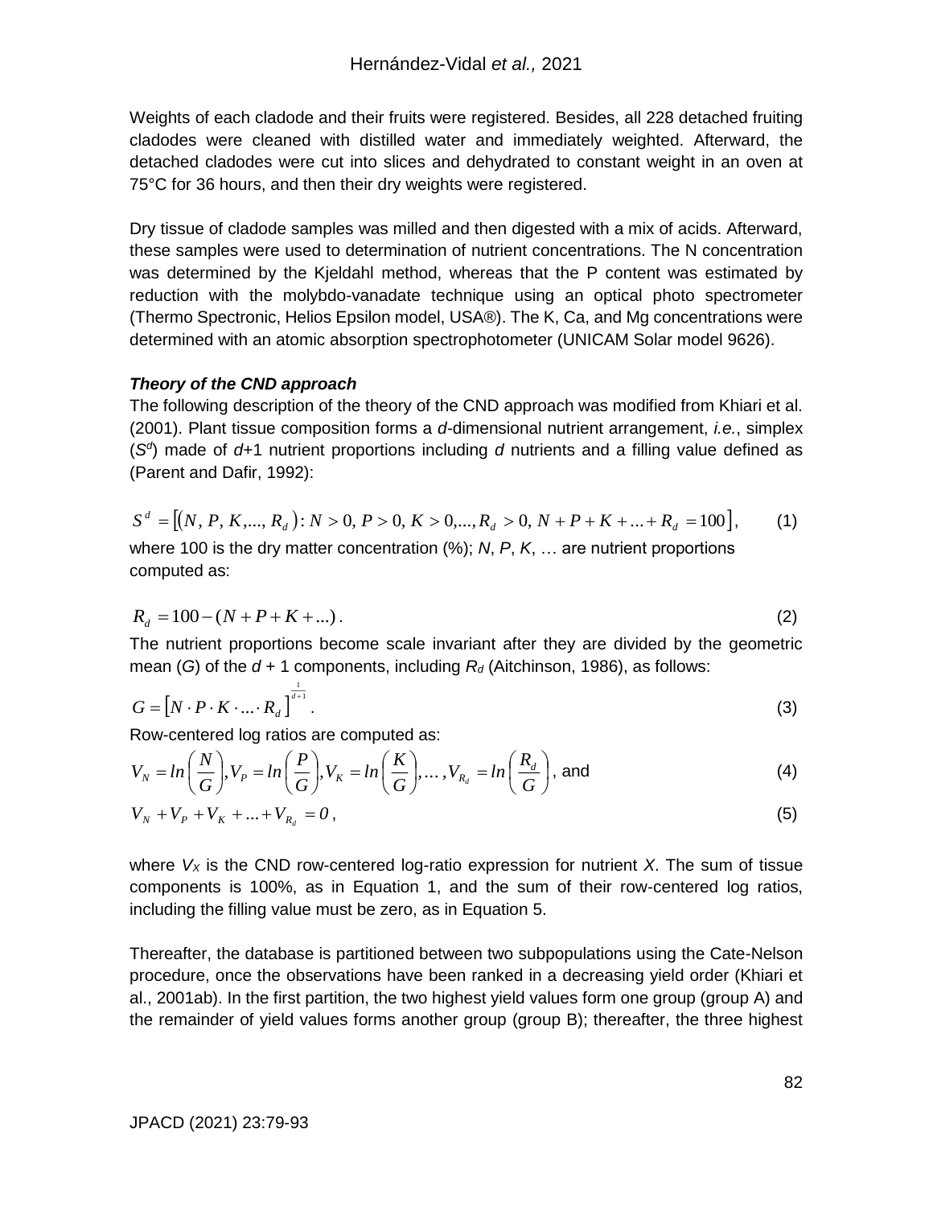Weights of each cladode and their fruits were registered. Besides, all 228 detached fruiting cladodes were cleaned with distilled water and immediately weighted. Afterward, the detached cladodes were cut into slices and dehydrated to constant weight in an oven at 75°C for 36 hours, and then their dry weights were registered.

Dry tissue of cladode samples was milled and then digested with a mix of acids. Afterward, these samples were used to determination of nutrient concentrations. The N concentration was determined by the Kjeldahl method, whereas that the P content was estimated by reduction with the molybdo-vanadate technique using an optical photo spectrometer (Thermo Spectronic, Helios Epsilon model, USA®). The K, Ca, and Mg concentrations were determined with an atomic absorption spectrophotometer (UNICAM Solar model 9626).

***Theory of the CND approach***

The following description of the theory of the CND approach was modified from Khiari et al. (2001). Plant tissue composition forms a $d$-dimensional nutrient arrangement, *i.e.*, simplex ($S^d$) made of $d$+1 nutrient proportions including $d$ nutrients and a filling value defined as (Parent and Dafir, 1992):

$$S^d = \left[(N, P, K, ..., R_d): N > 0, P > 0, K > 0, ..., R_d > 0, N + P + K + ... + R_d = 100\right], \tag{1}$$

where 100 is the dry matter concentration (%); $N$, $P$, $K$, … are nutrient proportions computed as:

$$R_d = 100 - (N + P + K + ...). \tag{2}$$

The nutrient proportions become scale invariant after they are divided by the geometric mean ($G$) of the $d$ + 1 components, including $R_d$ (Aitchinson, 1986), as follows:

$$G = \left[N \cdot P \cdot K \cdot ... \cdot R_d\right]^{\frac{1}{d+1}}. \tag{3}$$

Row-centered log ratios are computed as:

$$V_N = ln\left(\frac{N}{G}\right), V_P = ln\left(\frac{P}{G}\right), V_K = ln\left(\frac{K}{G}\right), \ldots, V_{R_d} = ln\left(\frac{R_d}{G}\right), \text{ and} \tag{4}$$

$$V_N + V_P + V_K + ... + V_{R_d} = 0, \tag{5}$$

where $V_X$ is the CND row-centered log-ratio expression for nutrient $X$. The sum of tissue components is 100%, as in Equation 1, and the sum of their row-centered log ratios, including the filling value must be zero, as in Equation 5.

Thereafter, the database is partitioned between two subpopulations using the Cate-Nelson procedure, once the observations have been ranked in a decreasing yield order (Khiari et al., 2001ab). In the first partition, the two highest yield values form one group (group A) and the remainder of yield values forms another group (group B); thereafter, the three highest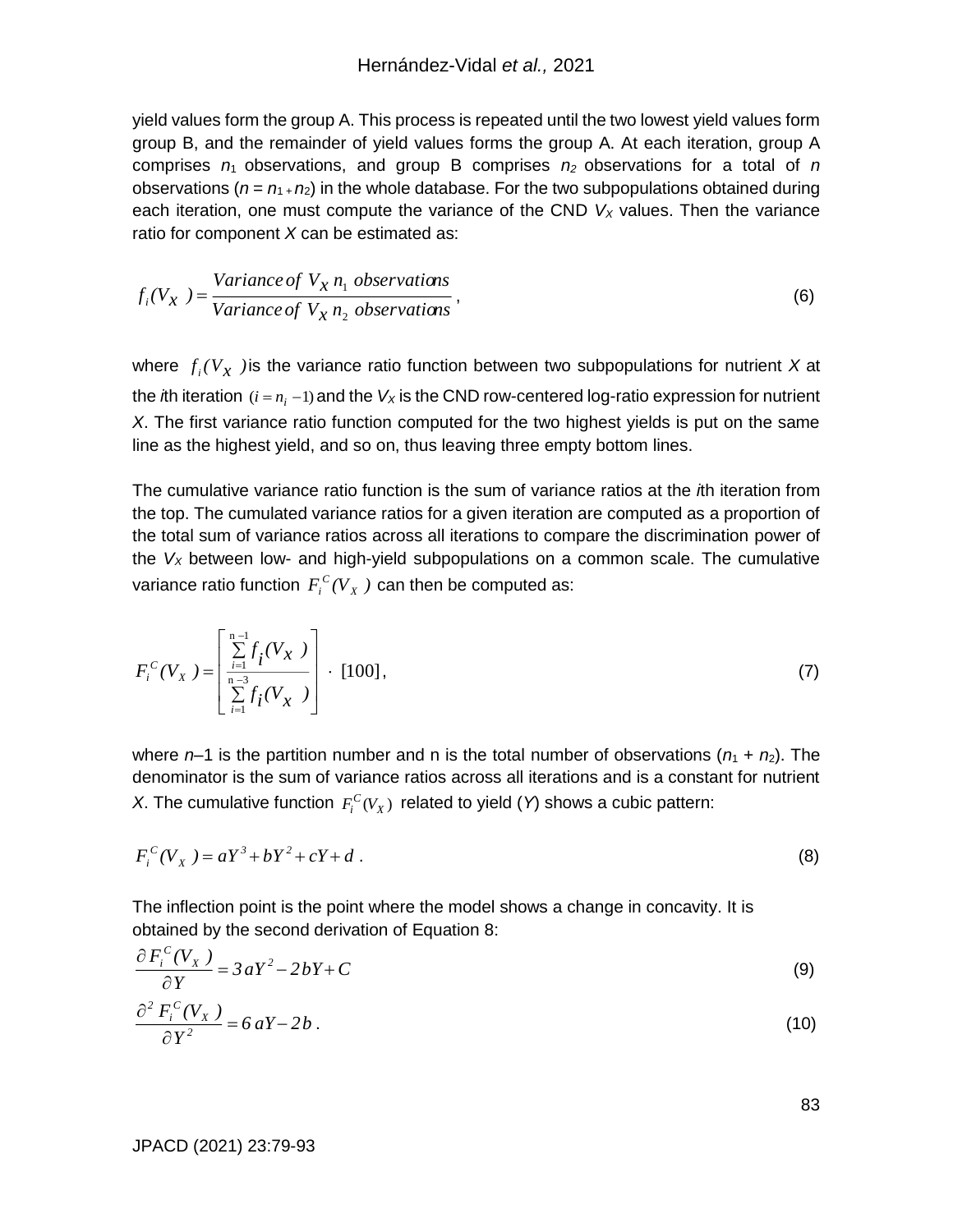yield values form the group A. This process is repeated until the two lowest yield values form group B, and the remainder of yield values forms the group A. At each iteration, group A comprises $n_1$ observations, and group B comprises $n_2$ observations for a total of $n$ observations ($n = n_1 + n_2$) in the whole database. For the two subpopulations obtained during each iteration, one must compute the variance of the CND $V_X$ values. Then the variance ratio for component $X$ can be estimated as:

$$f_i(V_X) = \frac{Variance\ of\ V_X\ n_1\ observations}{Variance\ of\ V_X\ n_2\ observations}, \tag{6}$$

where $f_i(V_X)$ is the variance ratio function between two subpopulations for nutrient $X$ at the $i$th iteration $(i = n_i - 1)$ and the $V_X$ is the CND row-centered log-ratio expression for nutrient $X$. The first variance ratio function computed for the two highest yields is put on the same line as the highest yield, and so on, thus leaving three empty bottom lines.

The cumulative variance ratio function is the sum of variance ratios at the $i$th iteration from the top. The cumulated variance ratios for a given iteration are computed as a proportion of the total sum of variance ratios across all iterations to compare the discrimination power of the $V_X$ between low- and high-yield subpopulations on a common scale. The cumulative variance ratio function $F_i^C(V_X)$ can then be computed as:

$$F_i^C(V_X) = \left[ \frac{\sum_{i=1}^{n-1} f_i(V_X)}{\sum_{i=1}^{n-3} f_i(V_X)} \right] \cdot [100], \tag{7}$$

where $n$–1 is the partition number and n is the total number of observations ($n_1 + n_2$). The denominator is the sum of variance ratios across all iterations and is a constant for nutrient $X$. The cumulative function $F_i^C(V_X)$ related to yield ($Y$) shows a cubic pattern:

$$F_i^C(V_X) = aY^3 + bY^2 + cY + d. \tag{8}$$

The inflection point is the point where the model shows a change in concavity. It is obtained by the second derivation of Equation 8:

$$\frac{\partial F_i^C(V_X)}{\partial Y} = 3aY^2 - 2bY + C \tag{9}$$

$$\frac{\partial^2 F_i^C(V_X)}{\partial Y^2} = 6aY - 2b. \tag{10}$$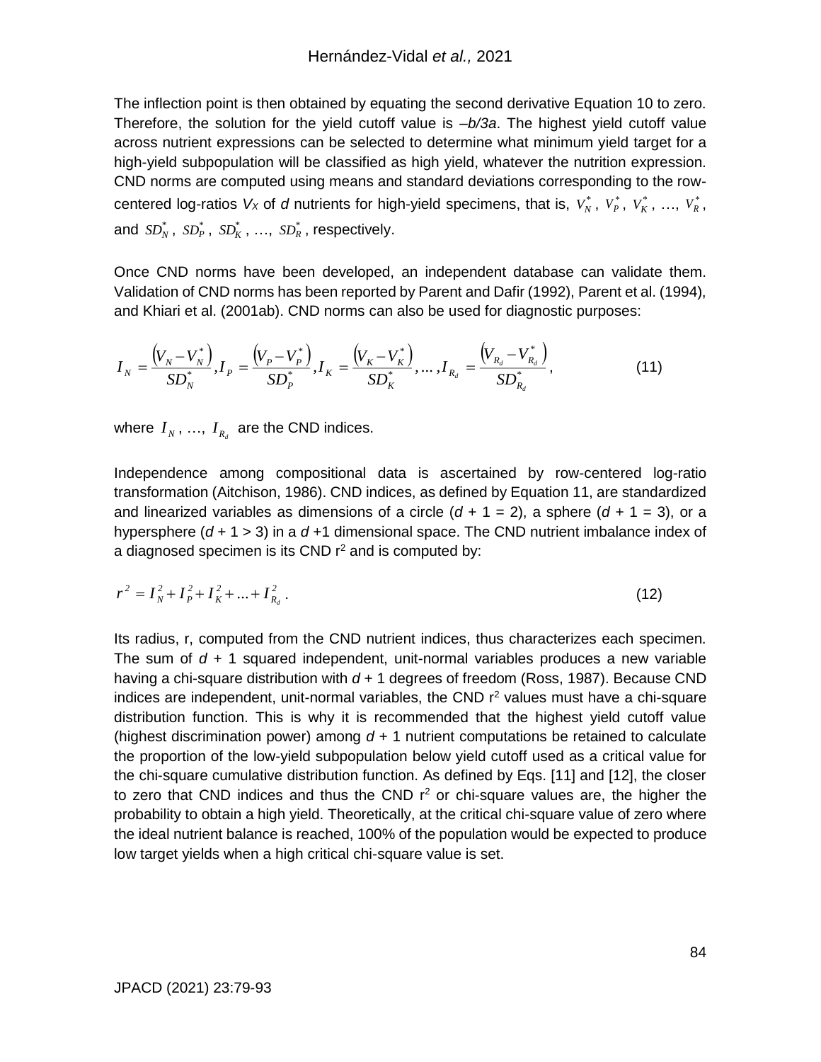The inflection point is then obtained by equating the second derivative Equation 10 to zero. Therefore, the solution for the yield cutoff value is *–b/3a*. The highest yield cutoff value across nutrient expressions can be selected to determine what minimum yield target for a high-yield subpopulation will be classified as high yield, whatever the nutrition expression. CND norms are computed using means and standard deviations corresponding to the row-centered log-ratios $V_X$ of *d* nutrients for high-yield specimens, that is, $V_N^*$, $V_P^*$, $V_K^*$, …, $V_R^*$, and $SD_N^*$, $SD_P^*$, $SD_K^*$, …, $SD_R^*$, respectively.

Once CND norms have been developed, an independent database can validate them. Validation of CND norms has been reported by Parent and Dafir (1992), Parent et al. (1994), and Khiari et al. (2001ab). CND norms can also be used for diagnostic purposes:

$$I_N = \frac{\left(V_N - V_N^*\right)}{SD_N^*}, I_P = \frac{\left(V_P - V_P^*\right)}{SD_P^*}, I_K = \frac{\left(V_K - V_K^*\right)}{SD_K^*}, \ldots, I_{R_d} = \frac{\left(V_{R_d} - V_{R_d}^*\right)}{SD_{R_d}^*}, \tag{11}$$

where $I_N$, …, $I_{R_d}$ are the CND indices.

Independence among compositional data is ascertained by row-centered log-ratio transformation (Aitchison, 1986). CND indices, as defined by Equation 11, are standardized and linearized variables as dimensions of a circle ($d + 1 = 2$), a sphere ($d + 1 = 3$), or a hypersphere ($d + 1 > 3$) in a $d + 1$ dimensional space. The CND nutrient imbalance index of a diagnosed specimen is its CND $r^2$ and is computed by:

$$r^2 = I_N^2 + I_P^2 + I_K^2 + \ldots + I_{R_d}^2 \, . \tag{12}$$

Its radius, r, computed from the CND nutrient indices, thus characterizes each specimen. The sum of $d + 1$ squared independent, unit-normal variables produces a new variable having a chi-square distribution with $d + 1$ degrees of freedom (Ross, 1987). Because CND indices are independent, unit-normal variables, the CND $r^2$ values must have a chi-square distribution function. This is why it is recommended that the highest yield cutoff value (highest discrimination power) among $d + 1$ nutrient computations be retained to calculate the proportion of the low-yield subpopulation below yield cutoff used as a critical value for the chi-square cumulative distribution function. As defined by Eqs. [11] and [12], the closer to zero that CND indices and thus the CND $r^2$ or chi-square values are, the higher the probability to obtain a high yield. Theoretically, at the critical chi-square value of zero where the ideal nutrient balance is reached, 100% of the population would be expected to produce low target yields when a high critical chi-square value is set.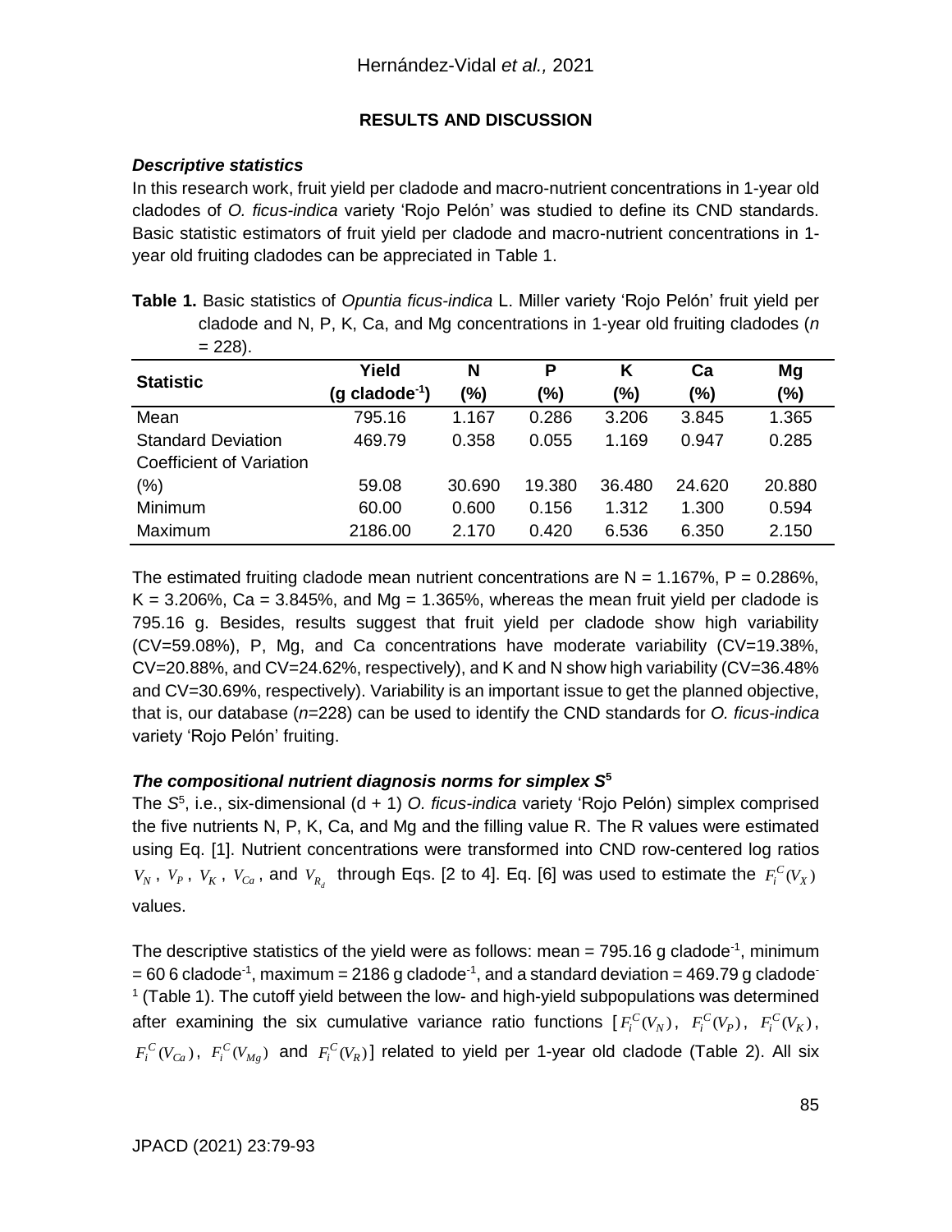## RESULTS AND DISCUSSION

### *Descriptive statistics*

In this research work, fruit yield per cladode and macro-nutrient concentrations in 1-year old cladodes of *O. ficus-indica* variety 'Rojo Pelón' was studied to define its CND standards. Basic statistic estimators of fruit yield per cladode and macro-nutrient concentrations in 1-year old fruiting cladodes can be appreciated in Table 1.

**Table 1.** Basic statistics of *Opuntia ficus-indica* L. Miller variety 'Rojo Pelón' fruit yield per cladode and N, P, K, Ca, and Mg concentrations in 1-year old fruiting cladodes ($n$ = 228).

| Statistic | Yield (g cladode$^{-1}$) | N (%) | P (%) | K (%) | Ca (%) | Mg (%) |
|---|---|---|---|---|---|---|
| Mean | 795.16 | 1.167 | 0.286 | 3.206 | 3.845 | 1.365 |
| Standard Deviation | 469.79 | 0.358 | 0.055 | 1.169 | 0.947 | 0.285 |
| Coefficient of Variation (%) | 59.08 | 30.690 | 19.380 | 36.480 | 24.620 | 20.880 |
| Minimum | 60.00 | 0.600 | 0.156 | 1.312 | 1.300 | 0.594 |
| Maximum | 2186.00 | 2.170 | 0.420 | 6.536 | 6.350 | 2.150 |

The estimated fruiting cladode mean nutrient concentrations are N = 1.167%, P = 0.286%, K = 3.206%, Ca = 3.845%, and Mg = 1.365%, whereas the mean fruit yield per cladode is 795.16 g. Besides, results suggest that fruit yield per cladode show high variability (CV=59.08%), P, Mg, and Ca concentrations have moderate variability (CV=19.38%, CV=20.88%, and CV=24.62%, respectively), and K and N show high variability (CV=36.48% and CV=30.69%, respectively). Variability is an important issue to get the planned objective, that is, our database ($n$=228) can be used to identify the CND standards for *O. ficus-indica* variety 'Rojo Pelón' fruiting.

### *The compositional nutrient diagnosis norms for simplex $S^5$*

The $S^5$, i.e., six-dimensional (d + 1) *O. ficus-indica* variety 'Rojo Pelón) simplex comprised the five nutrients N, P, K, Ca, and Mg and the filling value R. The R values were estimated using Eq. [1]. Nutrient concentrations were transformed into CND row-centered log ratios $V_N$, $V_P$, $V_K$, $V_{Ca}$, and $V_{R_d}$ through Eqs. [2 to 4]. Eq. [6] was used to estimate the $F_i^C(V_X)$ values.

The descriptive statistics of the yield were as follows: mean = 795.16 g cladode$^{-1}$, minimum = 60 6 cladode$^{-1}$, maximum = 2186 g cladode$^{-1}$, and a standard deviation = 469.79 g cladode$^{-1}$ (Table 1). The cutoff yield between the low- and high-yield subpopulations was determined after examining the six cumulative variance ratio functions [$F_i^C(V_N)$, $F_i^C(V_P)$, $F_i^C(V_K)$, $F_i^C(V_{Ca})$, $F_i^C(V_{Mg})$ and $F_i^C(V_R)$] related to yield per 1-year old cladode (Table 2). All six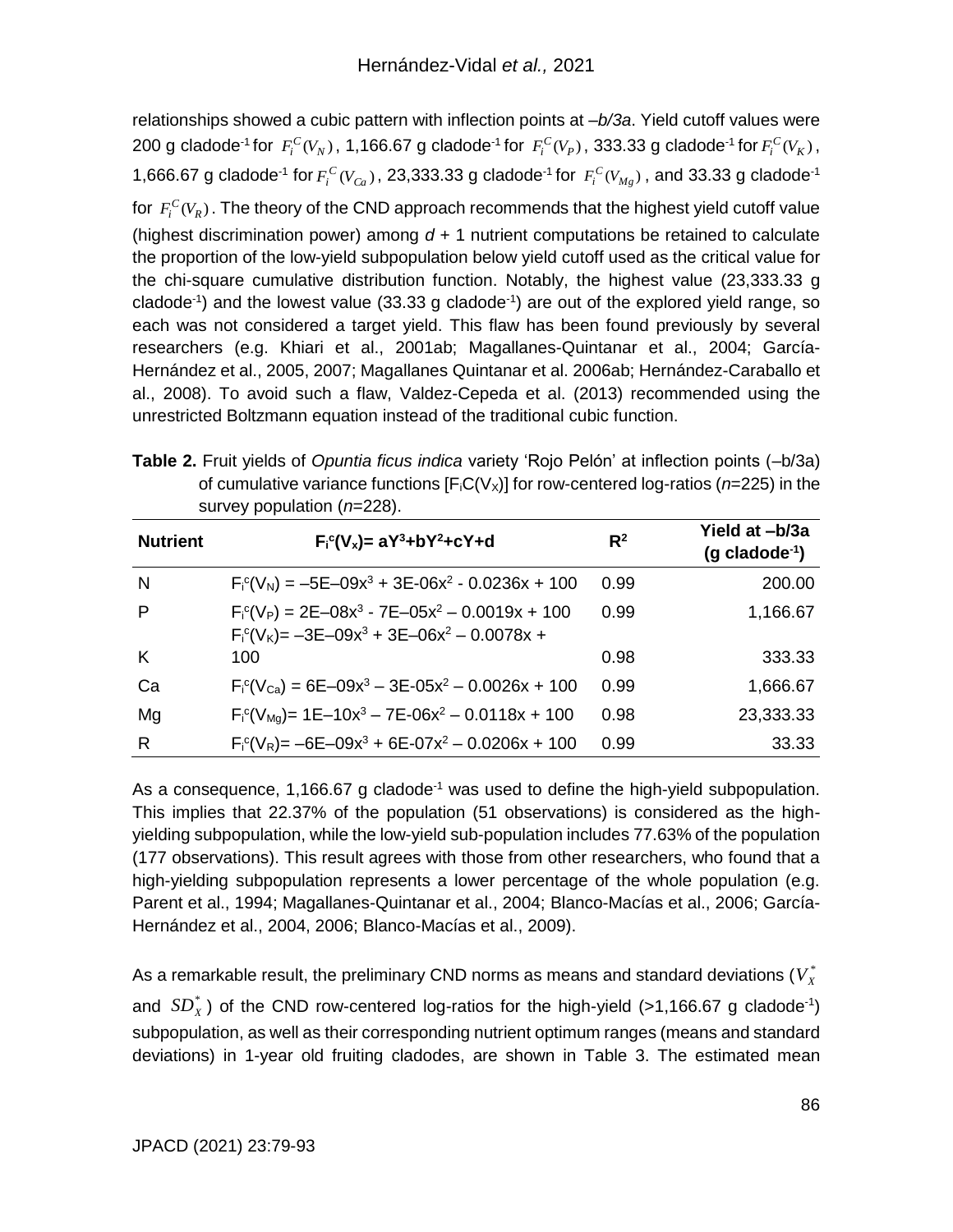relationships showed a cubic pattern with inflection points at *–b/3a*. Yield cutoff values were 200 g cladode$^{-1}$ for $F_i^C(V_N)$, 1,166.67 g cladode$^{-1}$ for $F_i^C(V_P)$, 333.33 g cladode$^{-1}$ for $F_i^C(V_K)$, 1,666.67 g cladode$^{-1}$ for $F_i^C(V_{Ca})$, 23,333.33 g cladode$^{-1}$ for $F_i^C(V_{Mg})$, and 33.33 g cladode$^{-1}$ for $F_i^C(V_R)$. The theory of the CND approach recommends that the highest yield cutoff value (highest discrimination power) among $d$ + 1 nutrient computations be retained to calculate the proportion of the low-yield subpopulation below yield cutoff used as the critical value for the chi-square cumulative distribution function. Notably, the highest value (23,333.33 g cladode$^{-1}$) and the lowest value (33.33 g cladode$^{-1}$) are out of the explored yield range, so each was not considered a target yield. This flaw has been found previously by several researchers (e.g. Khiari et al., 2001ab; Magallanes-Quintanar et al., 2004; García-Hernández et al., 2005, 2007; Magallanes Quintanar et al. 2006ab; Hernández-Caraballo et al., 2008). To avoid such a flaw, Valdez-Cepeda et al. (2013) recommended using the unrestricted Boltzmann equation instead of the traditional cubic function.

**Table 2.** Fruit yields of *Opuntia ficus indica* variety 'Rojo Pelón' at inflection points (–b/3a) of cumulative variance functions [$F_iC(V_X)$] for row-centered log-ratios ($n$=225) in the survey population ($n$=228).

| Nutrient | $F_i^c(V_x)= aY^3+bY^2+cY+d$ | $R^2$ | Yield at –b/3a (g cladode$^{-1}$) |
|---|---|---|---|
| N | $F_i^c(V_N) = -5E{-}09x^3 + 3E{-}06x^2 - 0.0236x + 100$ | 0.99 | 200.00 |
| P | $F_i^c(V_P) = 2E{-}08x^3 - 7E{-}05x^2 - 0.0019x + 100$ | 0.99 | 1,166.67 |
| K | $F_i^c(V_K) = -3E{-}09x^3 + 3E{-}06x^2 - 0.0078x + 100$ | 0.98 | 333.33 |
| Ca | $F_i^c(V_{Ca}) = 6E{-}09x^3 - 3E{-}05x^2 - 0.0026x + 100$ | 0.99 | 1,666.67 |
| Mg | $F_i^c(V_{Mg}) = 1E{-}10x^3 - 7E{-}06x^2 - 0.0118x + 100$ | 0.98 | 23,333.33 |
| R | $F_i^c(V_R) = -6E{-}09x^3 + 6E{-}07x^2 - 0.0206x + 100$ | 0.99 | 33.33 |

As a consequence, 1,166.67 g cladode$^{-1}$ was used to define the high-yield subpopulation. This implies that 22.37% of the population (51 observations) is considered as the high-yielding subpopulation, while the low-yield sub-population includes 77.63% of the population (177 observations). This result agrees with those from other researchers, who found that a high-yielding subpopulation represents a lower percentage of the whole population (e.g. Parent et al., 1994; Magallanes-Quintanar et al., 2004; Blanco-Macías et al., 2006; García-Hernández et al., 2004, 2006; Blanco-Macías et al., 2009).

As a remarkable result, the preliminary CND norms as means and standard deviations ($V_X^*$ and $SD_X^*$) of the CND row-centered log-ratios for the high-yield (>1,166.67 g cladode$^{-1}$) subpopulation, as well as their corresponding nutrient optimum ranges (means and standard deviations) in 1-year old fruiting cladodes, are shown in Table 3. The estimated mean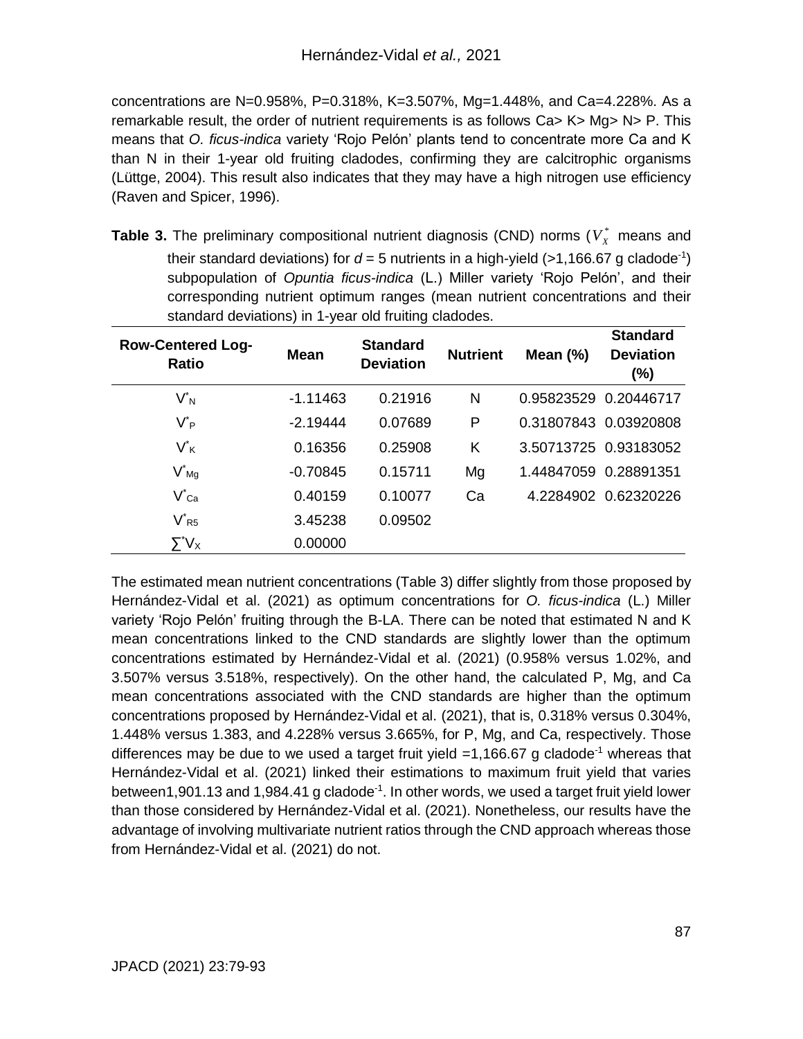concentrations are N=0.958%, P=0.318%, K=3.507%, Mg=1.448%, and Ca=4.228%. As a remarkable result, the order of nutrient requirements is as follows Ca> K> Mg> N> P. This means that *O. ficus-indica* variety 'Rojo Pelón' plants tend to concentrate more Ca and K than N in their 1-year old fruiting cladodes, confirming they are calcitrophic organisms (Lüttge, 2004). This result also indicates that they may have a high nitrogen use efficiency (Raven and Spicer, 1996).

**Table 3.** The preliminary compositional nutrient diagnosis (CND) norms ($V_X^*$ means and their standard deviations) for $d$ = 5 nutrients in a high-yield (>1,166.67 g cladode$^{-1}$) subpopulation of *Opuntia ficus-indica* (L.) Miller variety 'Rojo Pelón', and their corresponding nutrient optimum ranges (mean nutrient concentrations and their standard deviations) in 1-year old fruiting cladodes.

| Row-Centered Log-Ratio | Mean | Standard Deviation | Nutrient | Mean (%) | Standard Deviation (%) |
|---|---|---|---|---|---|
| $V^*_N$ | -1.11463 | 0.21916 | N | 0.95823529 | 0.20446717 |
| $V^*_P$ | -2.19444 | 0.07689 | P | 0.31807843 | 0.03920808 |
| $V^*_K$ | 0.16356 | 0.25908 | K | 3.50713725 | 0.93183052 |
| $V^*_{Mg}$ | -0.70845 | 0.15711 | Mg | 1.44847059 | 0.28891351 |
| $V^*_{Ca}$ | 0.40159 | 0.10077 | Ca | 4.2284902 | 0.62320226 |
| $V^*_{R5}$ | 3.45238 | 0.09502 | | | |
| $\sum^* V_X$ | 0.00000 | | | | |

The estimated mean nutrient concentrations (Table 3) differ slightly from those proposed by Hernández-Vidal et al. (2021) as optimum concentrations for *O. ficus-indica* (L.) Miller variety 'Rojo Pelón' fruiting through the B-LA. There can be noted that estimated N and K mean concentrations linked to the CND standards are slightly lower than the optimum concentrations estimated by Hernández-Vidal et al. (2021) (0.958% versus 1.02%, and 3.507% versus 3.518%, respectively). On the other hand, the calculated P, Mg, and Ca mean concentrations associated with the CND standards are higher than the optimum concentrations proposed by Hernández-Vidal et al. (2021), that is, 0.318% versus 0.304%, 1.448% versus 1.383, and 4.228% versus 3.665%, for P, Mg, and Ca, respectively. Those differences may be due to we used a target fruit yield =1,166.67 g cladode$^{-1}$ whereas that Hernández-Vidal et al. (2021) linked their estimations to maximum fruit yield that varies between1,901.13 and 1,984.41 g cladode$^{-1}$. In other words, we used a target fruit yield lower than those considered by Hernández-Vidal et al. (2021). Nonetheless, our results have the advantage of involving multivariate nutrient ratios through the CND approach whereas those from Hernández-Vidal et al. (2021) do not.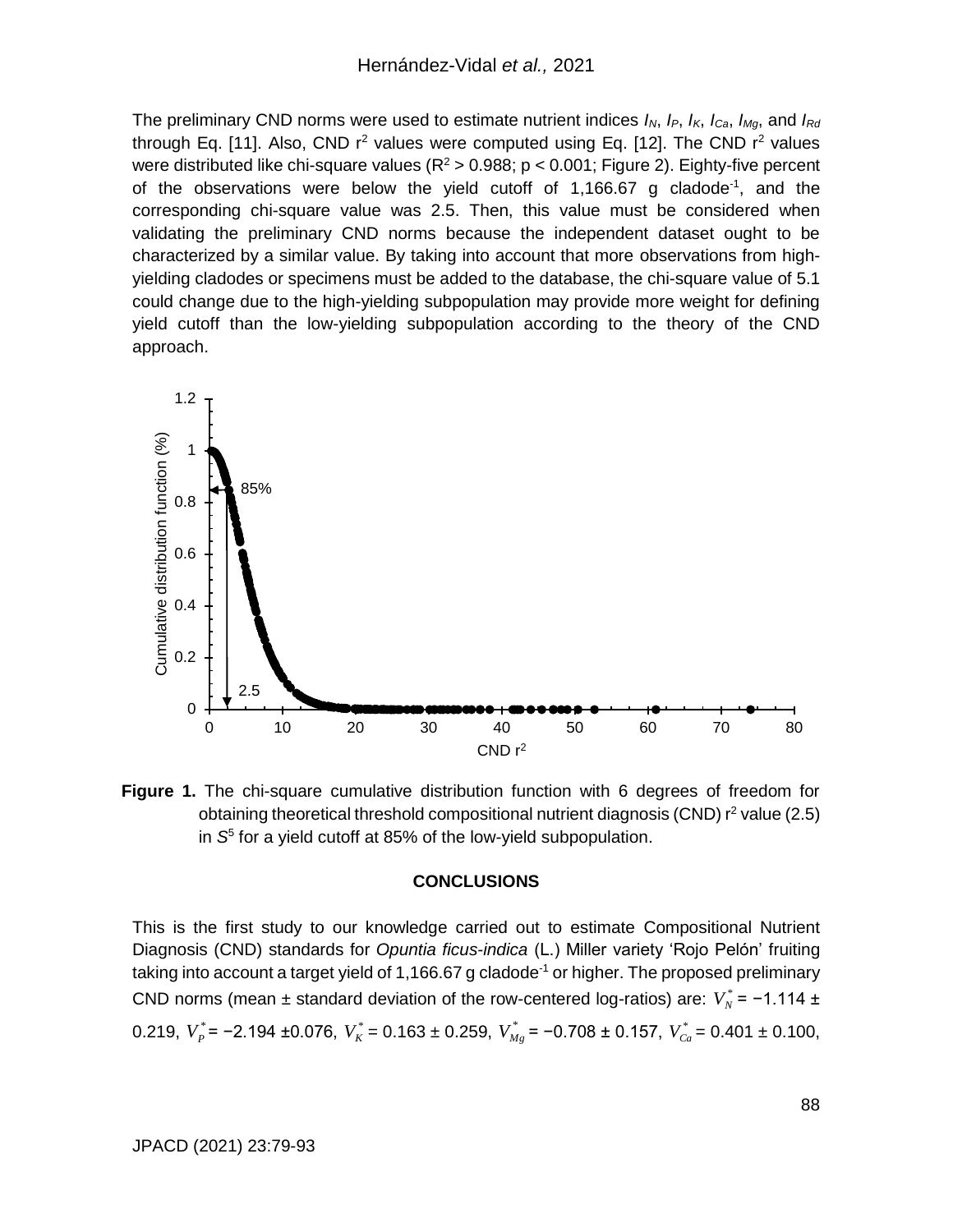The preliminary CND norms were used to estimate nutrient indices $I_N$, $I_P$, $I_K$, $I_{Ca}$, $I_{Mg}$, and $I_{Rd}$ through Eq. [11]. Also, CND $r^2$ values were computed using Eq. [12]. The CND $r^2$ values were distributed like chi-square values ($R^2 > 0.988$; $p < 0.001$; Figure 2). Eighty-five percent of the observations were below the yield cutoff of 1,166.67 g cladode$^{-1}$, and the corresponding chi-square value was 2.5. Then, this value must be considered when validating the preliminary CND norms because the independent dataset ought to be characterized by a similar value. By taking into account that more observations from high-yielding cladodes or specimens must be added to the database, the chi-square value of 5.1 could change due to the high-yielding subpopulation may provide more weight for defining yield cutoff than the low-yielding subpopulation according to the theory of the CND approach.

**Figure 1.** The chi-square cumulative distribution function with 6 degrees of freedom for obtaining theoretical threshold compositional nutrient diagnosis (CND) $r^2$ value (2.5) in $S^5$ for a yield cutoff at 85% of the low-yield subpopulation.

## CONCLUSIONS

This is the first study to our knowledge carried out to estimate Compositional Nutrient Diagnosis (CND) standards for *Opuntia ficus-indica* (L.) Miller variety 'Rojo Pelón' fruiting taking into account a target yield of 1,166.67 g cladode$^{-1}$ or higher. The proposed preliminary CND norms (mean ± standard deviation of the row-centered log-ratios) are: $V_N^*$ = −1.114 ± 0.219, $V_P^*$ = −2.194 ±0.076, $V_K^*$ = 0.163 ± 0.259, $V_{Mg}^*$ = −0.708 ± 0.157, $V_{Ca}^*$ = 0.401 ± 0.100,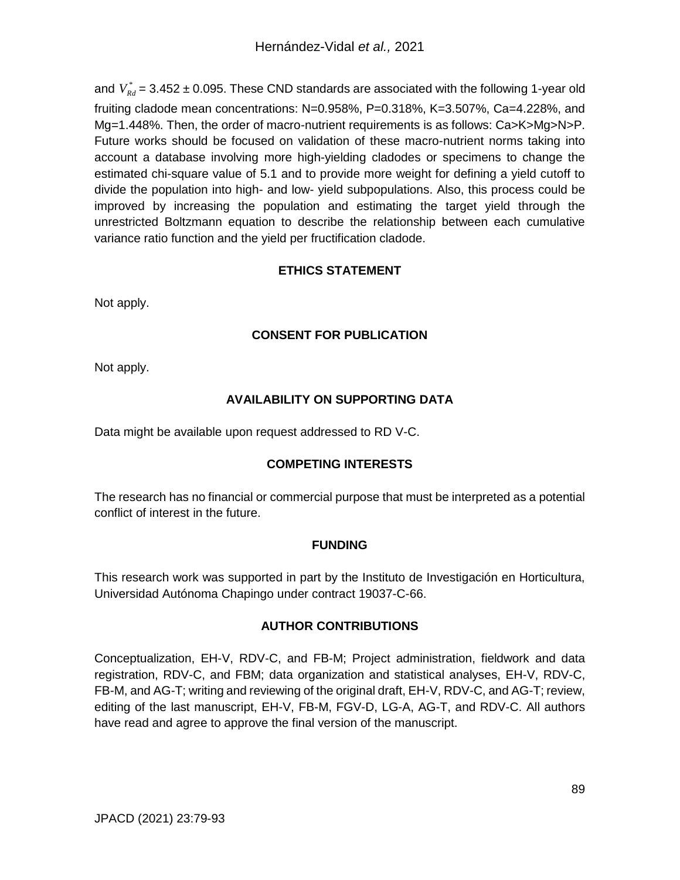and $V_{Rd}^{*}$ = 3.452 ± 0.095. These CND standards are associated with the following 1-year old fruiting cladode mean concentrations: N=0.958%, P=0.318%, K=3.507%, Ca=4.228%, and Mg=1.448%. Then, the order of macro-nutrient requirements is as follows: Ca>K>Mg>N>P. Future works should be focused on validation of these macro-nutrient norms taking into account a database involving more high-yielding cladodes or specimens to change the estimated chi-square value of 5.1 and to provide more weight for defining a yield cutoff to divide the population into high- and low- yield subpopulations. Also, this process could be improved by increasing the population and estimating the target yield through the unrestricted Boltzmann equation to describe the relationship between each cumulative variance ratio function and the yield per fructification cladode.

## ETHICS STATEMENT

Not apply.

## CONSENT FOR PUBLICATION

Not apply.

## AVAILABILITY ON SUPPORTING DATA

Data might be available upon request addressed to RD V-C.

## COMPETING INTERESTS

The research has no financial or commercial purpose that must be interpreted as a potential conflict of interest in the future.

## FUNDING

This research work was supported in part by the Instituto de Investigación en Horticultura, Universidad Autónoma Chapingo under contract 19037-C-66.

## AUTHOR CONTRIBUTIONS

Conceptualization, EH-V, RDV-C, and FB-M; Project administration, fieldwork and data registration, RDV-C, and FBM; data organization and statistical analyses, EH-V, RDV-C, FB-M, and AG-T; writing and reviewing of the original draft, EH-V, RDV-C, and AG-T; review, editing of the last manuscript, EH-V, FB-M, FGV-D, LG-A, AG-T, and RDV-C. All authors have read and agree to approve the final version of the manuscript.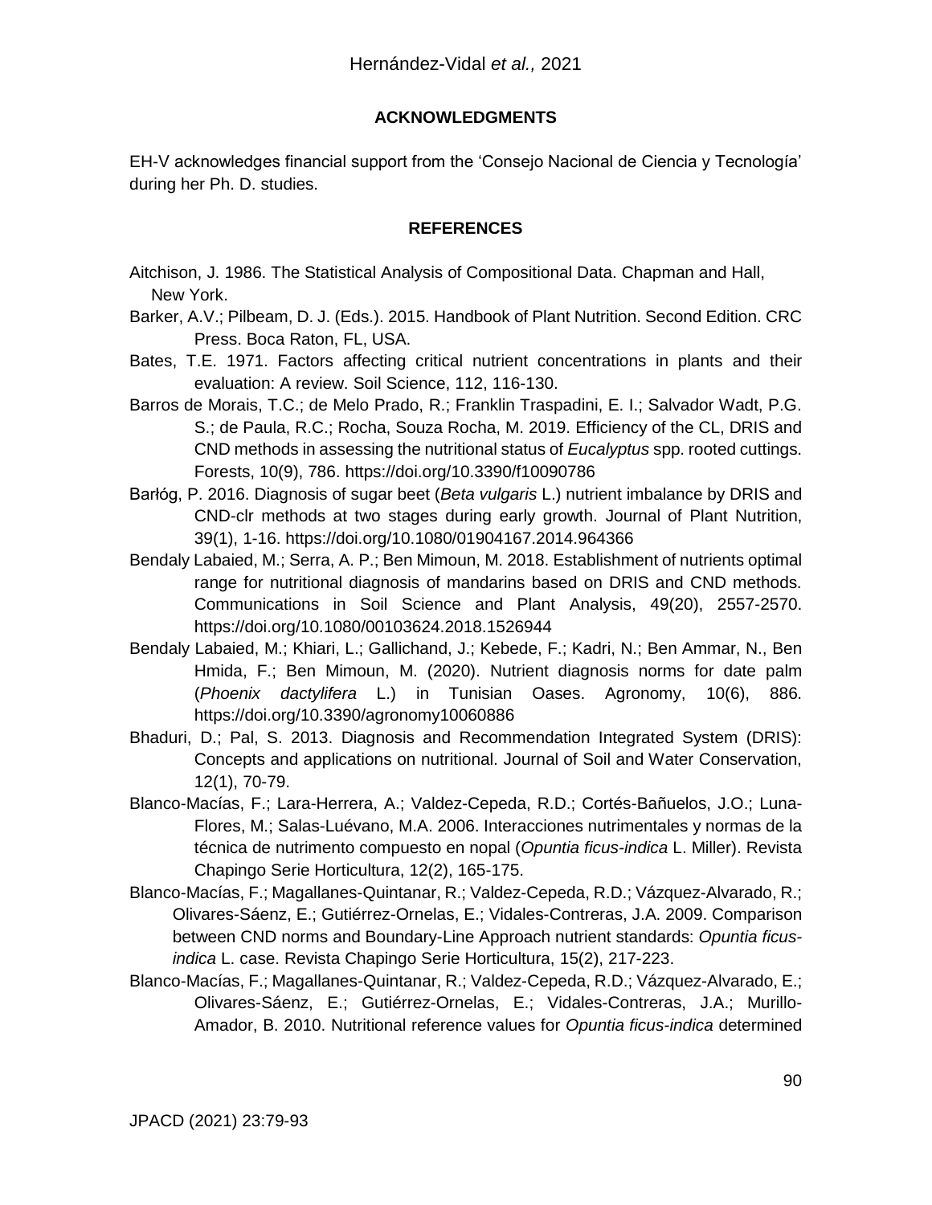## ACKNOWLEDGMENTS

EH-V acknowledges financial support from the 'Consejo Nacional de Ciencia y Tecnología' during her Ph. D. studies.

## REFERENCES

Aitchison, J. 1986. The Statistical Analysis of Compositional Data. Chapman and Hall, New York.

Barker, A.V.; Pilbeam, D. J. (Eds.). 2015. Handbook of Plant Nutrition. Second Edition. CRC Press. Boca Raton, FL, USA.

Bates, T.E. 1971. Factors affecting critical nutrient concentrations in plants and their evaluation: A review. Soil Science, 112, 116-130.

Barros de Morais, T.C.; de Melo Prado, R.; Franklin Traspadini, E. I.; Salvador Wadt, P.G. S.; de Paula, R.C.; Rocha, Souza Rocha, M. 2019. Efficiency of the CL, DRIS and CND methods in assessing the nutritional status of *Eucalyptus* spp. rooted cuttings. Forests, 10(9), 786. https://doi.org/10.3390/f10090786

Barłóg, P. 2016. Diagnosis of sugar beet (*Beta vulgaris* L.) nutrient imbalance by DRIS and CND-clr methods at two stages during early growth. Journal of Plant Nutrition, 39(1), 1-16. https://doi.org/10.1080/01904167.2014.964366

Bendaly Labaied, M.; Serra, A. P.; Ben Mimoun, M. 2018. Establishment of nutrients optimal range for nutritional diagnosis of mandarins based on DRIS and CND methods. Communications in Soil Science and Plant Analysis, 49(20), 2557-2570. https://doi.org/10.1080/00103624.2018.1526944

Bendaly Labaied, M.; Khiari, L.; Gallichand, J.; Kebede, F.; Kadri, N.; Ben Ammar, N., Ben Hmida, F.; Ben Mimoun, M. (2020). Nutrient diagnosis norms for date palm (*Phoenix dactylifera* L.) in Tunisian Oases. Agronomy, 10(6), 886. https://doi.org/10.3390/agronomy10060886

Bhaduri, D.; Pal, S. 2013. Diagnosis and Recommendation Integrated System (DRIS): Concepts and applications on nutritional. Journal of Soil and Water Conservation, 12(1), 70-79.

Blanco-Macías, F.; Lara-Herrera, A.; Valdez-Cepeda, R.D.; Cortés-Bañuelos, J.O.; Luna-Flores, M.; Salas-Luévano, M.A. 2006. Interacciones nutrimentales y normas de la técnica de nutrimento compuesto en nopal (*Opuntia ficus-indica* L. Miller). Revista Chapingo Serie Horticultura, 12(2), 165-175.

Blanco-Macías, F.; Magallanes-Quintanar, R.; Valdez-Cepeda, R.D.; Vázquez-Alvarado, R.; Olivares-Sáenz, E.; Gutiérrez-Ornelas, E.; Vidales-Contreras, J.A. 2009. Comparison between CND norms and Boundary-Line Approach nutrient standards: *Opuntia ficus-indica* L. case. Revista Chapingo Serie Horticultura, 15(2), 217-223.

Blanco-Macías, F.; Magallanes-Quintanar, R.; Valdez-Cepeda, R.D.; Vázquez-Alvarado, E.; Olivares-Sáenz, E.; Gutiérrez-Ornelas, E.; Vidales-Contreras, J.A.; Murillo-Amador, B. 2010. Nutritional reference values for *Opuntia ficus-indica* determined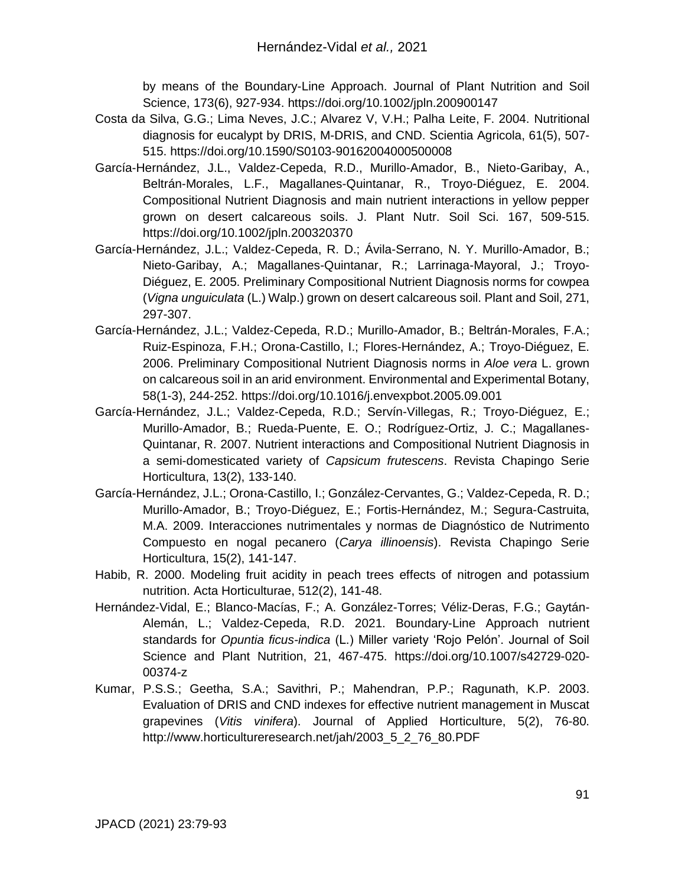by means of the Boundary-Line Approach. Journal of Plant Nutrition and Soil Science, 173(6), 927-934. https://doi.org/10.1002/jpln.200900147

Costa da Silva, G.G.; Lima Neves, J.C.; Alvarez V, V.H.; Palha Leite, F. 2004. Nutritional diagnosis for eucalypt by DRIS, M-DRIS, and CND. Scientia Agricola, 61(5), 507-515. https://doi.org/10.1590/S0103-90162004000500008

García-Hernández, J.L., Valdez-Cepeda, R.D., Murillo-Amador, B., Nieto-Garibay, A., Beltrán-Morales, L.F., Magallanes-Quintanar, R., Troyo-Diéguez, E. 2004. Compositional Nutrient Diagnosis and main nutrient interactions in yellow pepper grown on desert calcareous soils. J. Plant Nutr. Soil Sci. 167, 509-515. https://doi.org/10.1002/jpln.200320370

García-Hernández, J.L.; Valdez-Cepeda, R. D.; Ávila-Serrano, N. Y. Murillo-Amador, B.; Nieto-Garibay, A.; Magallanes-Quintanar, R.; Larrinaga-Mayoral, J.; Troyo-Diéguez, E. 2005. Preliminary Compositional Nutrient Diagnosis norms for cowpea (*Vigna unguiculata* (L.) Walp.) grown on desert calcareous soil. Plant and Soil, 271, 297-307.

García-Hernández, J.L.; Valdez-Cepeda, R.D.; Murillo-Amador, B.; Beltrán-Morales, F.A.; Ruiz-Espinoza, F.H.; Orona-Castillo, I.; Flores-Hernández, A.; Troyo-Diéguez, E. 2006. Preliminary Compositional Nutrient Diagnosis norms in *Aloe vera* L. grown on calcareous soil in an arid environment. Environmental and Experimental Botany, 58(1-3), 244-252. https://doi.org/10.1016/j.envexpbot.2005.09.001

García-Hernández, J.L.; Valdez-Cepeda, R.D.; Servín-Villegas, R.; Troyo-Diéguez, E.; Murillo-Amador, B.; Rueda-Puente, E. O.; Rodríguez-Ortiz, J. C.; Magallanes-Quintanar, R. 2007. Nutrient interactions and Compositional Nutrient Diagnosis in a semi-domesticated variety of *Capsicum frutescens*. Revista Chapingo Serie Horticultura, 13(2), 133-140.

García-Hernández, J.L.; Orona-Castillo, I.; González-Cervantes, G.; Valdez-Cepeda, R. D.; Murillo-Amador, B.; Troyo-Diéguez, E.; Fortis-Hernández, M.; Segura-Castruita, M.A. 2009. Interacciones nutrimentales y normas de Diagnóstico de Nutrimento Compuesto en nogal pecanero (*Carya illinoensis*). Revista Chapingo Serie Horticultura, 15(2), 141-147.

Habib, R. 2000. Modeling fruit acidity in peach trees effects of nitrogen and potassium nutrition. Acta Horticulturae, 512(2), 141-48.

Hernández-Vidal, E.; Blanco-Macías, F.; A. González-Torres; Véliz-Deras, F.G.; Gaytán-Alemán, L.; Valdez-Cepeda, R.D. 2021. Boundary-Line Approach nutrient standards for *Opuntia ficus-indica* (L.) Miller variety 'Rojo Pelón'. Journal of Soil Science and Plant Nutrition, 21, 467-475. https://doi.org/10.1007/s42729-020-00374-z

Kumar, P.S.S.; Geetha, S.A.; Savithri, P.; Mahendran, P.P.; Ragunath, K.P. 2003. Evaluation of DRIS and CND indexes for effective nutrient management in Muscat grapevines (*Vitis vinifera*). Journal of Applied Horticulture, 5(2), 76-80. http://www.horticultureresearch.net/jah/2003_5_2_76_80.PDF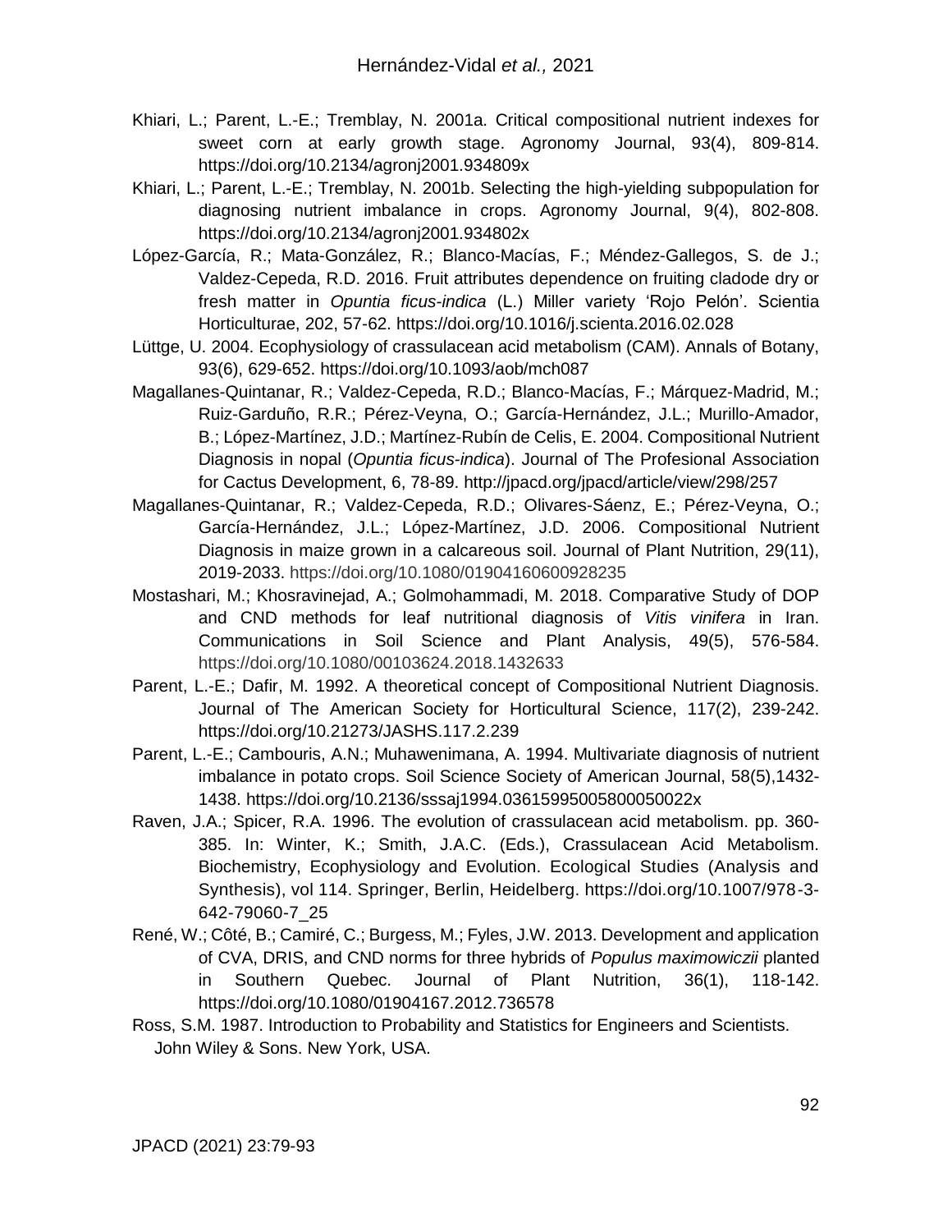Khiari, L.; Parent, L.-E.; Tremblay, N. 2001a. Critical compositional nutrient indexes for sweet corn at early growth stage. Agronomy Journal, 93(4), 809-814. https://doi.org/10.2134/agronj2001.934809x

Khiari, L.; Parent, L.-E.; Tremblay, N. 2001b. Selecting the high-yielding subpopulation for diagnosing nutrient imbalance in crops. Agronomy Journal, 9(4), 802-808. https://doi.org/10.2134/agronj2001.934802x

López-García, R.; Mata-González, R.; Blanco-Macías, F.; Méndez-Gallegos, S. de J.; Valdez-Cepeda, R.D. 2016. Fruit attributes dependence on fruiting cladode dry or fresh matter in *Opuntia ficus-indica* (L.) Miller variety 'Rojo Pelón'. Scientia Horticulturae, 202, 57-62. https://doi.org/10.1016/j.scienta.2016.02.028

Lüttge, U. 2004. Ecophysiology of crassulacean acid metabolism (CAM). Annals of Botany, 93(6), 629-652. https://doi.org/10.1093/aob/mch087

Magallanes-Quintanar, R.; Valdez-Cepeda, R.D.; Blanco-Macías, F.; Márquez-Madrid, M.; Ruiz-Garduño, R.R.; Pérez-Veyna, O.; García-Hernández, J.L.; Murillo-Amador, B.; López-Martínez, J.D.; Martínez-Rubín de Celis, E. 2004. Compositional Nutrient Diagnosis in nopal (*Opuntia ficus-indica*). Journal of The Profesional Association for Cactus Development, 6, 78-89. http://jpacd.org/jpacd/article/view/298/257

Magallanes-Quintanar, R.; Valdez-Cepeda, R.D.; Olivares-Sáenz, E.; Pérez-Veyna, O.; García-Hernández, J.L.; López-Martínez, J.D. 2006. Compositional Nutrient Diagnosis in maize grown in a calcareous soil. Journal of Plant Nutrition, 29(11), 2019-2033. https://doi.org/10.1080/01904160600928235

Mostashari, M.; Khosravinejad, A.; Golmohammadi, M. 2018. Comparative Study of DOP and CND methods for leaf nutritional diagnosis of *Vitis vinifera* in Iran. Communications in Soil Science and Plant Analysis, 49(5), 576-584. https://doi.org/10.1080/00103624.2018.1432633

Parent, L.-E.; Dafir, M. 1992. A theoretical concept of Compositional Nutrient Diagnosis. Journal of The American Society for Horticultural Science, 117(2), 239-242. https://doi.org/10.21273/JASHS.117.2.239

Parent, L.-E.; Cambouris, A.N.; Muhawenimana, A. 1994. Multivariate diagnosis of nutrient imbalance in potato crops. Soil Science Society of American Journal, 58(5),1432-1438. https://doi.org/10.2136/sssaj1994.03615995005800050022x

Raven, J.A.; Spicer, R.A. 1996. The evolution of crassulacean acid metabolism. pp. 360-385. In: Winter, K.; Smith, J.A.C. (Eds.), Crassulacean Acid Metabolism. Biochemistry, Ecophysiology and Evolution. Ecological Studies (Analysis and Synthesis), vol 114. Springer, Berlin, Heidelberg. https://doi.org/10.1007/978-3-642-79060-7_25

René, W.; Côté, B.; Camiré, C.; Burgess, M.; Fyles, J.W. 2013. Development and application of CVA, DRIS, and CND norms for three hybrids of *Populus maximowiczii* planted in Southern Quebec. Journal of Plant Nutrition, 36(1), 118-142. https://doi.org/10.1080/01904167.2012.736578

Ross, S.M. 1987. Introduction to Probability and Statistics for Engineers and Scientists. John Wiley & Sons. New York, USA.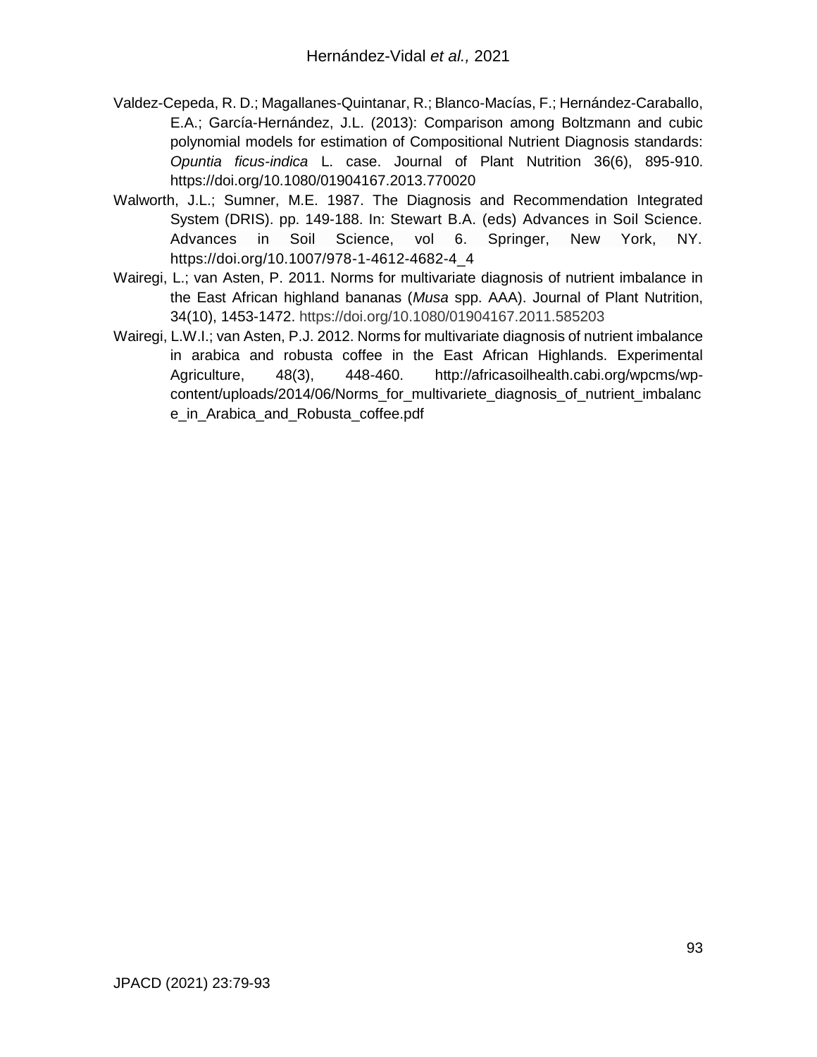Valdez-Cepeda, R. D.; Magallanes-Quintanar, R.; Blanco-Macías, F.; Hernández-Caraballo, E.A.; García-Hernández, J.L. (2013): Comparison among Boltzmann and cubic polynomial models for estimation of Compositional Nutrient Diagnosis standards: *Opuntia ficus-indica* L. case. Journal of Plant Nutrition 36(6), 895-910. https://doi.org/10.1080/01904167.2013.770020

Walworth, J.L.; Sumner, M.E. 1987. The Diagnosis and Recommendation Integrated System (DRIS). pp. 149-188. In: Stewart B.A. (eds) Advances in Soil Science. Advances in Soil Science, vol 6. Springer, New York, NY. https://doi.org/10.1007/978-1-4612-4682-4_4

Wairegi, L.; van Asten, P. 2011. Norms for multivariate diagnosis of nutrient imbalance in the East African highland bananas (*Musa* spp. AAA). Journal of Plant Nutrition, 34(10), 1453-1472. https://doi.org/10.1080/01904167.2011.585203

Wairegi, L.W.I.; van Asten, P.J. 2012. Norms for multivariate diagnosis of nutrient imbalance in arabica and robusta coffee in the East African Highlands. Experimental Agriculture, 48(3), 448-460. http://africasoilhealth.cabi.org/wpcms/wp-content/uploads/2014/06/Norms_for_multivariete_diagnosis_of_nutrient_imbalance_in_Arabica_and_Robusta_coffee.pdf